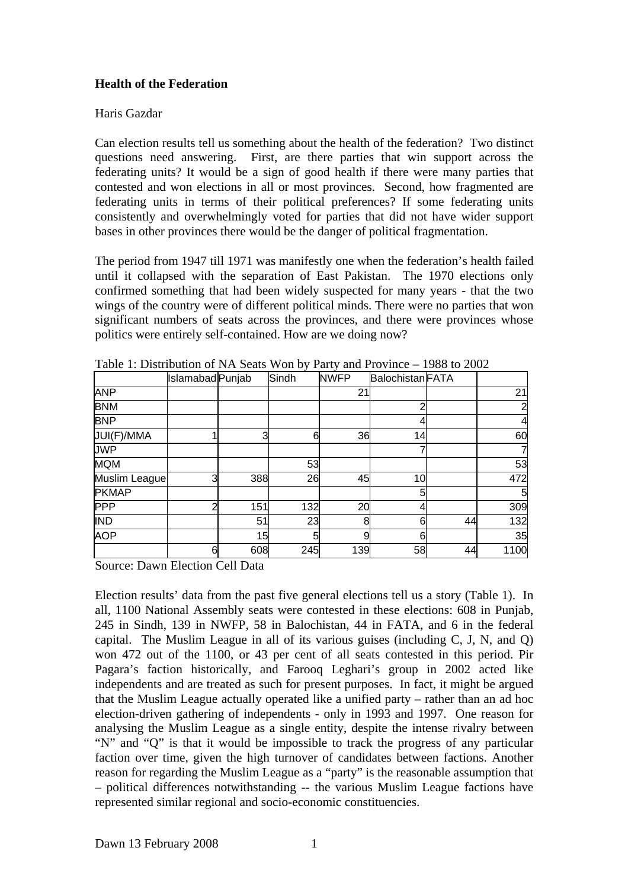**Health of the Federation**

Haris Gazdar

Can election results tell us something about the health of the federation? Two distinct questions need answering. First, are there parties that win support across the federating units? It would be a sign of good health if there were many parties that contested and won elections in all or most provinces. Second, how fragmented are federating units in terms of their political preferences? If some federating units consistently and overwhelmingly voted for parties that did not have wider support bases in other provinces there would be the danger of political fragmentation.

The period from 1947 till 1971 was manifestly one when the federation's health failed until it collapsed with the separation of East Pakistan. The 1970 elections only confirmed something that had been widely suspected for many years - that the two wings of the country were of different political minds. There were no parties that won significant numbers of seats across the provinces, and there were provinces whose politics were entirely self-contained. How are we doing now?

Table 1: Distribution of NA Seats Won by Party and Province – 1988 to 2002

| | Islamabad | Punjab | Sindh | NWFP | Balochistan | FATA | |
|---|---|---|---|---|---|---|---|
| ANP | | | | 21 | | | 21 |
| BNM | | | | | 2 | | 2 |
| BNP | | | | | 4 | | 4 |
| JUI(F)/MMA | 1 | 3 | 6 | 36 | 14 | | 60 |
| JWP | | | | | 7 | | 7 |
| MQM | | | 53 | | | | 53 |
| Muslim League | 3 | 388 | 26 | 45 | 10 | | 472 |
| PKMAP | | | | | 5 | | 5 |
| PPP | 2 | 151 | 132 | 20 | 4 | | 309 |
| IND | | 51 | 23 | 8 | 6 | 44 | 132 |
| AOP | | 15 | 5 | 9 | 6 | | 35 |
| | 6 | 608 | 245 | 139 | 58 | 44 | 1100 |

Source: Dawn Election Cell Data

Election results' data from the past five general elections tell us a story (Table 1). In all, 1100 National Assembly seats were contested in these elections: 608 in Punjab, 245 in Sindh, 139 in NWFP, 58 in Balochistan, 44 in FATA, and 6 in the federal capital. The Muslim League in all of its various guises (including C, J, N, and Q) won 472 out of the 1100, or 43 per cent of all seats contested in this period. Pir Pagara's faction historically, and Farooq Leghari's group in 2002 acted like independents and are treated as such for present purposes. In fact, it might be argued that the Muslim League actually operated like a unified party – rather than an ad hoc election-driven gathering of independents - only in 1993 and 1997. One reason for analysing the Muslim League as a single entity, despite the intense rivalry between "N" and "Q" is that it would be impossible to track the progress of any particular faction over time, given the high turnover of candidates between factions. Another reason for regarding the Muslim League as a "party" is the reasonable assumption that – political differences notwithstanding -- the various Muslim League factions have represented similar regional and socio-economic constituencies.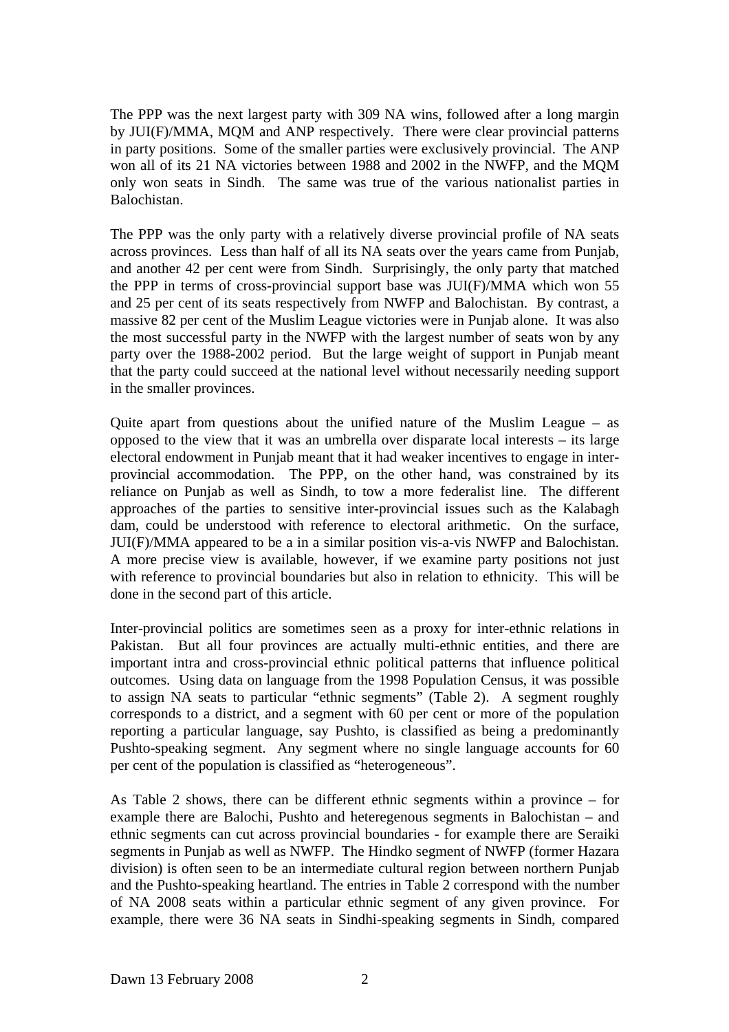The PPP was the next largest party with 309 NA wins, followed after a long margin by JUI(F)/MMA, MQM and ANP respectively. There were clear provincial patterns in party positions. Some of the smaller parties were exclusively provincial. The ANP won all of its 21 NA victories between 1988 and 2002 in the NWFP, and the MQM only won seats in Sindh. The same was true of the various nationalist parties in Balochistan.

The PPP was the only party with a relatively diverse provincial profile of NA seats across provinces. Less than half of all its NA seats over the years came from Punjab, and another 42 per cent were from Sindh. Surprisingly, the only party that matched the PPP in terms of cross-provincial support base was JUI(F)/MMA which won 55 and 25 per cent of its seats respectively from NWFP and Balochistan. By contrast, a massive 82 per cent of the Muslim League victories were in Punjab alone. It was also the most successful party in the NWFP with the largest number of seats won by any party over the 1988-2002 period. But the large weight of support in Punjab meant that the party could succeed at the national level without necessarily needing support in the smaller provinces.

Quite apart from questions about the unified nature of the Muslim League – as opposed to the view that it was an umbrella over disparate local interests – its large electoral endowment in Punjab meant that it had weaker incentives to engage in inter-provincial accommodation. The PPP, on the other hand, was constrained by its reliance on Punjab as well as Sindh, to tow a more federalist line. The different approaches of the parties to sensitive inter-provincial issues such as the Kalabagh dam, could be understood with reference to electoral arithmetic. On the surface, JUI(F)/MMA appeared to be a in a similar position vis-a-vis NWFP and Balochistan. A more precise view is available, however, if we examine party positions not just with reference to provincial boundaries but also in relation to ethnicity. This will be done in the second part of this article.

Inter-provincial politics are sometimes seen as a proxy for inter-ethnic relations in Pakistan. But all four provinces are actually multi-ethnic entities, and there are important intra and cross-provincial ethnic political patterns that influence political outcomes. Using data on language from the 1998 Population Census, it was possible to assign NA seats to particular "ethnic segments" (Table 2). A segment roughly corresponds to a district, and a segment with 60 per cent or more of the population reporting a particular language, say Pushto, is classified as being a predominantly Pushto-speaking segment. Any segment where no single language accounts for 60 per cent of the population is classified as "heterogeneous".

As Table 2 shows, there can be different ethnic segments within a province – for example there are Balochi, Pushto and heteregenous segments in Balochistan – and ethnic segments can cut across provincial boundaries - for example there are Seraiki segments in Punjab as well as NWFP. The Hindko segment of NWFP (former Hazara division) is often seen to be an intermediate cultural region between northern Punjab and the Pushto-speaking heartland. The entries in Table 2 correspond with the number of NA 2008 seats within a particular ethnic segment of any given province. For example, there were 36 NA seats in Sindhi-speaking segments in Sindh, compared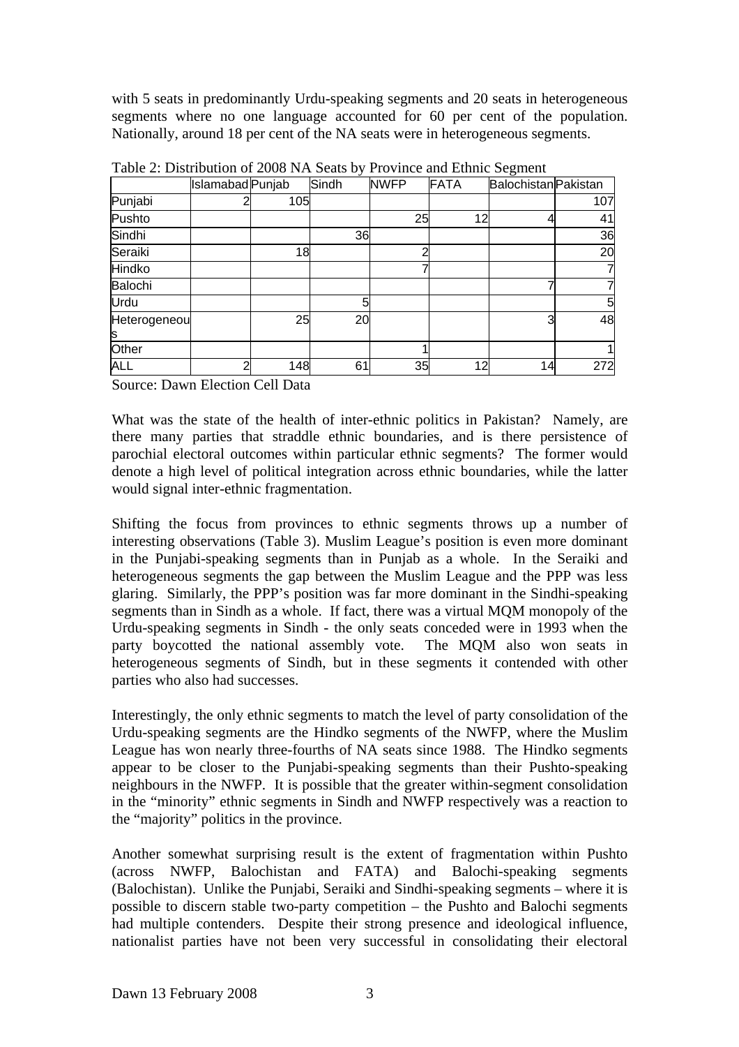with 5 seats in predominantly Urdu-speaking segments and 20 seats in heterogeneous segments where no one language accounted for 60 per cent of the population. Nationally, around 18 per cent of the NA seats were in heterogeneous segments.

Table 2: Distribution of 2008 NA Seats by Province and Ethnic Segment

| | Islamabad | Punjab | Sindh | NWFP | FATA | Balochistan | Pakistan |
|---|---|---|---|---|---|---|---|
| Punjabi | 2 | 105 | | | | | 107 |
| Pushto | | | | 25 | 12 | 4 | 41 |
| Sindhi | | | 36 | | | | 36 |
| Seraiki | | 18 | | 2 | | | 20 |
| Hindko | | | | 7 | | | 7 |
| Balochi | | | | | | 7 | 7 |
| Urdu | | | 5 | | | | 5 |
| Heterogeneous | | 25 | 20 | | | 3 | 48 |
| Other | | | | 1 | | | 1 |
| ALL | 2 | 148 | 61 | 35 | 12 | 14 | 272 |

Source: Dawn Election Cell Data

What was the state of the health of inter-ethnic politics in Pakistan? Namely, are there many parties that straddle ethnic boundaries, and is there persistence of parochial electoral outcomes within particular ethnic segments? The former would denote a high level of political integration across ethnic boundaries, while the latter would signal inter-ethnic fragmentation.

Shifting the focus from provinces to ethnic segments throws up a number of interesting observations (Table 3). Muslim League's position is even more dominant in the Punjabi-speaking segments than in Punjab as a whole. In the Seraiki and heterogeneous segments the gap between the Muslim League and the PPP was less glaring. Similarly, the PPP's position was far more dominant in the Sindhi-speaking segments than in Sindh as a whole. If fact, there was a virtual MQM monopoly of the Urdu-speaking segments in Sindh - the only seats conceded were in 1993 when the party boycotted the national assembly vote. The MQM also won seats in heterogeneous segments of Sindh, but in these segments it contended with other parties who also had successes.

Interestingly, the only ethnic segments to match the level of party consolidation of the Urdu-speaking segments are the Hindko segments of the NWFP, where the Muslim League has won nearly three-fourths of NA seats since 1988. The Hindko segments appear to be closer to the Punjabi-speaking segments than their Pushto-speaking neighbours in the NWFP. It is possible that the greater within-segment consolidation in the "minority" ethnic segments in Sindh and NWFP respectively was a reaction to the "majority" politics in the province.

Another somewhat surprising result is the extent of fragmentation within Pushto (across NWFP, Balochistan and FATA) and Balochi-speaking segments (Balochistan). Unlike the Punjabi, Seraiki and Sindhi-speaking segments – where it is possible to discern stable two-party competition – the Pushto and Balochi segments had multiple contenders. Despite their strong presence and ideological influence, nationalist parties have not been very successful in consolidating their electoral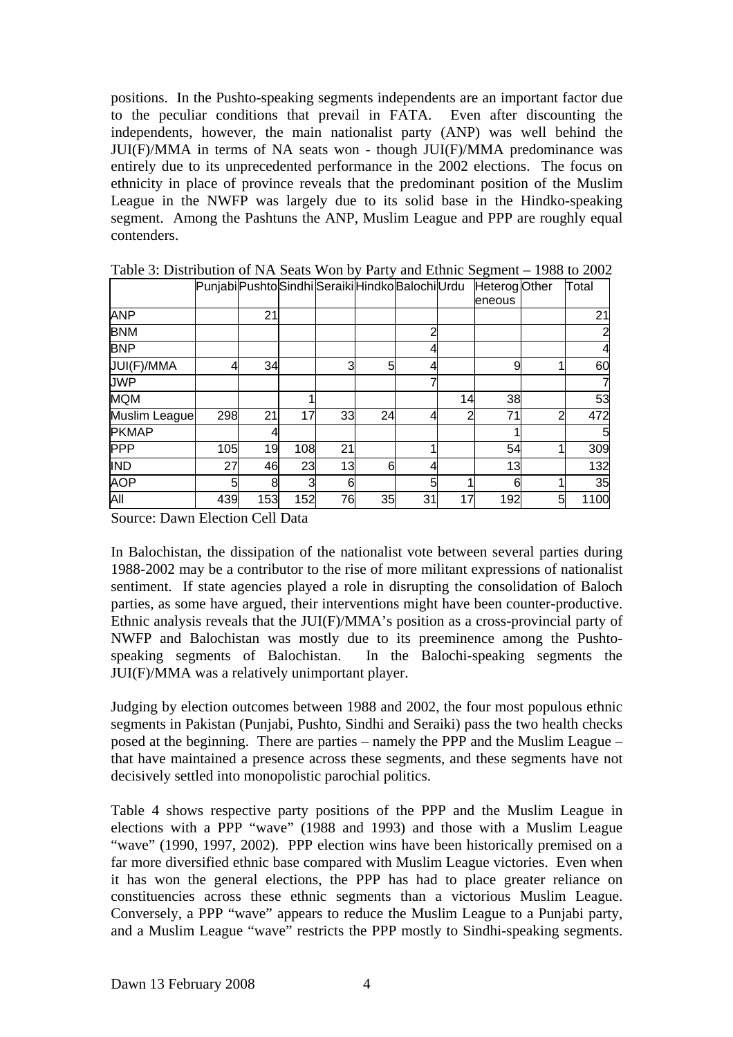positions. In the Pushto-speaking segments independents are an important factor due to the peculiar conditions that prevail in FATA. Even after discounting the independents, however, the main nationalist party (ANP) was well behind the JUI(F)/MMA in terms of NA seats won - though JUI(F)/MMA predominance was entirely due to its unprecedented performance in the 2002 elections. The focus on ethnicity in place of province reveals that the predominant position of the Muslim League in the NWFP was largely due to its solid base in the Hindko-speaking segment. Among the Pashtuns the ANP, Muslim League and PPP are roughly equal contenders.

Table 3: Distribution of NA Seats Won by Party and Ethnic Segment – 1988 to 2002

| | Punjabi | Pushto | Sindhi | Seraiki | Hindko | Balochi | Urdu | Heterogeneous | Other | Total |
|---|---|---|---|---|---|---|---|---|---|---|
| ANP | | 21 | | | | | | | | 21 |
| BNM | | | | | | 2 | | | | 2 |
| BNP | | | | | | 4 | | | | 4 |
| JUI(F)/MMA | 4 | 34 | | 3 | 5 | 4 | | 9 | 1 | 60 |
| JWP | | | | | | 7 | | | | 7 |
| MQM | | | 1 | | | | 14 | 38 | | 53 |
| Muslim League | 298 | 21 | 17 | 33 | 24 | 4 | 2 | 71 | 2 | 472 |
| PKMAP | | 4 | | | | | | 1 | | 5 |
| PPP | 105 | 19 | 108 | 21 | | 1 | | 54 | 1 | 309 |
| IND | 27 | 46 | 23 | 13 | 6 | 4 | | 13 | | 132 |
| AOP | 5 | 8 | 3 | 6 | | 5 | 1 | 6 | 1 | 35 |
| All | 439 | 153 | 152 | 76 | 35 | 31 | 17 | 192 | 5 | 1100 |

Source: Dawn Election Cell Data

In Balochistan, the dissipation of the nationalist vote between several parties during 1988-2002 may be a contributor to the rise of more militant expressions of nationalist sentiment. If state agencies played a role in disrupting the consolidation of Baloch parties, as some have argued, their interventions might have been counter-productive. Ethnic analysis reveals that the JUI(F)/MMA's position as a cross-provincial party of NWFP and Balochistan was mostly due to its preeminence among the Pushto-speaking segments of Balochistan. In the Balochi-speaking segments the JUI(F)/MMA was a relatively unimportant player.

Judging by election outcomes between 1988 and 2002, the four most populous ethnic segments in Pakistan (Punjabi, Pushto, Sindhi and Seraiki) pass the two health checks posed at the beginning. There are parties – namely the PPP and the Muslim League – that have maintained a presence across these segments, and these segments have not decisively settled into monopolistic parochial politics.

Table 4 shows respective party positions of the PPP and the Muslim League in elections with a PPP "wave" (1988 and 1993) and those with a Muslim League "wave" (1990, 1997, 2002). PPP election wins have been historically premised on a far more diversified ethnic base compared with Muslim League victories. Even when it has won the general elections, the PPP has had to place greater reliance on constituencies across these ethnic segments than a victorious Muslim League. Conversely, a PPP "wave" appears to reduce the Muslim League to a Punjabi party, and a Muslim League "wave" restricts the PPP mostly to Sindhi-speaking segments.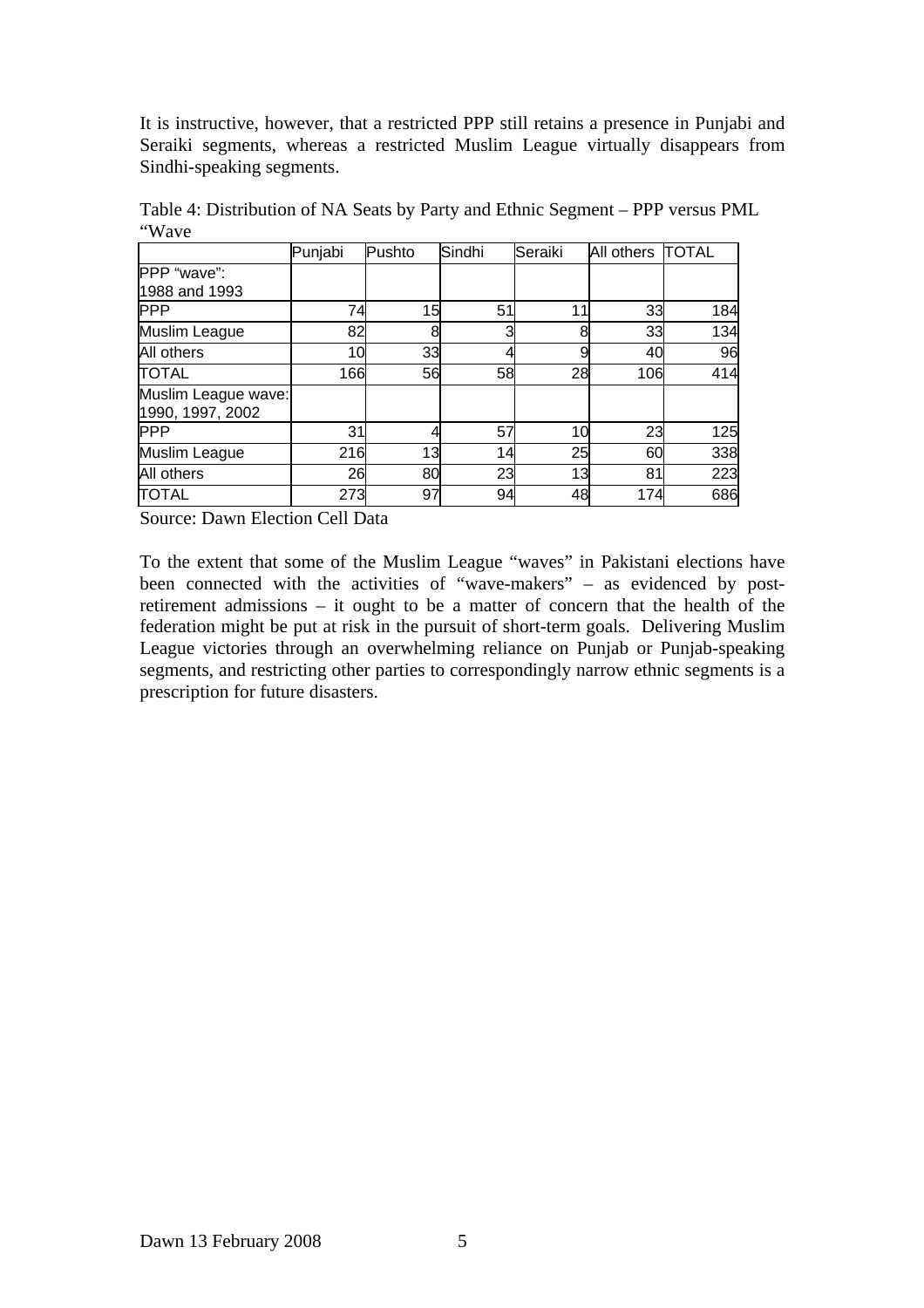It is instructive, however, that a restricted PPP still retains a presence in Punjabi and Seraiki segments, whereas a restricted Muslim League virtually disappears from Sindhi-speaking segments.

Table 4: Distribution of NA Seats by Party and Ethnic Segment – PPP versus PML "Wave

| | Punjabi | Pushto | Sindhi | Seraiki | All others | TOTAL |
|---|---|---|---|---|---|---|
| PPP "wave": 1988 and 1993 | | | | | | |
| PPP | 74 | 15 | 51 | 11 | 33 | 184 |
| Muslim League | 82 | 8 | 3 | 8 | 33 | 134 |
| All others | 10 | 33 | 4 | 9 | 40 | 96 |
| TOTAL | 166 | 56 | 58 | 28 | 106 | 414 |
| Muslim League wave: 1990, 1997, 2002 | | | | | | |
| PPP | 31 | 4 | 57 | 10 | 23 | 125 |
| Muslim League | 216 | 13 | 14 | 25 | 60 | 338 |
| All others | 26 | 80 | 23 | 13 | 81 | 223 |
| TOTAL | 273 | 97 | 94 | 48 | 174 | 686 |

Source: Dawn Election Cell Data

To the extent that some of the Muslim League "waves" in Pakistani elections have been connected with the activities of "wave-makers" – as evidenced by post-retirement admissions – it ought to be a matter of concern that the health of the federation might be put at risk in the pursuit of short-term goals. Delivering Muslim League victories through an overwhelming reliance on Punjab or Punjab-speaking segments, and restricting other parties to correspondingly narrow ethnic segments is a prescription for future disasters.